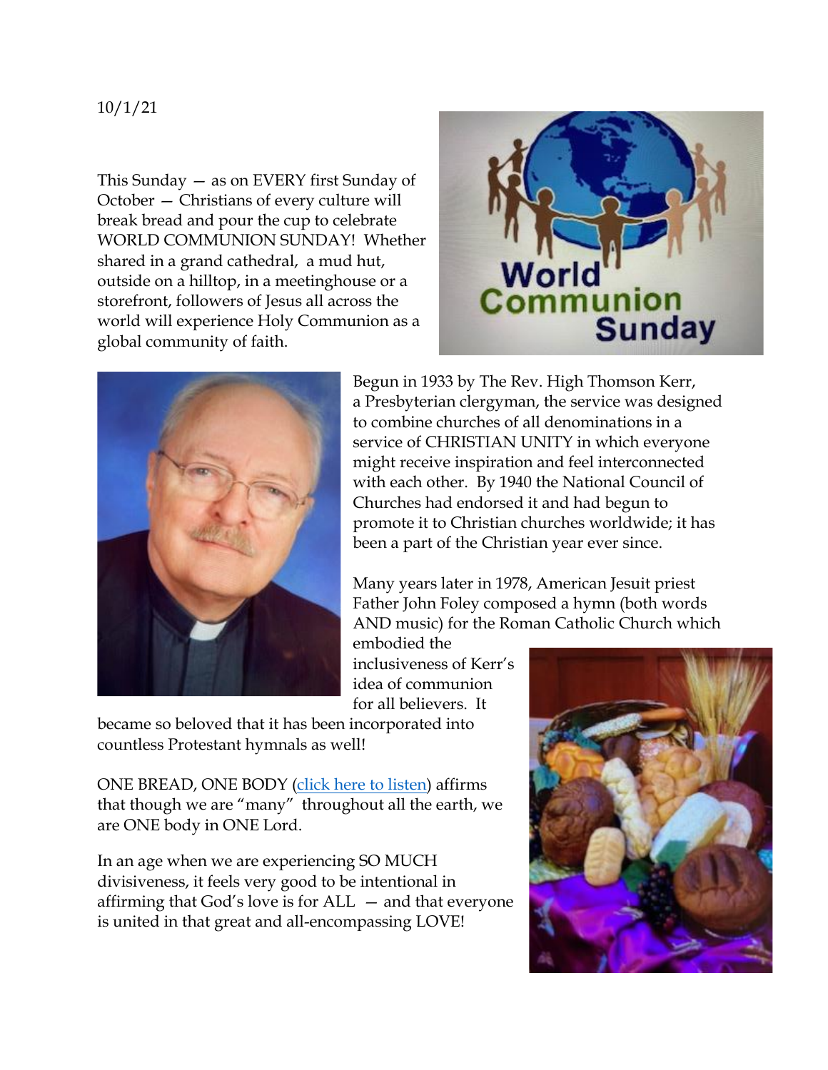10/1/21

This Sunday — as on EVERY first Sunday of October — Christians of every culture will break bread and pour the cup to celebrate WORLD COMMUNION SUNDAY! Whether shared in a grand cathedral, a mud hut, outside on a hilltop, in a meetinghouse or a storefront, followers of Jesus all across the world will experience Holy Communion as a global community of faith.

Begun in 1933 by The Rev. High Thomson Kerr, a Presbyterian clergyman, the service was designed to combine churches of all denominations in a service of CHRISTIAN UNITY in which everyone might receive inspiration and feel interconnected with each other. By 1940 the National Council of Churches had endorsed it and had begun to promote it to Christian churches worldwide; it has been a part of the Christian year ever since.

Many years later in 1978, American Jesuit priest Father John Foley composed a hymn (both words AND music) for the Roman Catholic Church which embodied the inclusiveness of Kerr's idea of communion for all believers. It became so beloved that it has been incorporated into countless Protestant hymnals as well!

ONE BREAD, ONE BODY (click here to listen) affirms that though we are "many" throughout all the earth, we are ONE body in ONE Lord.

In an age when we are experiencing SO MUCH divisiveness, it feels very good to be intentional in affirming that God's love is for ALL — and that everyone is united in that great and all-encompassing LOVE!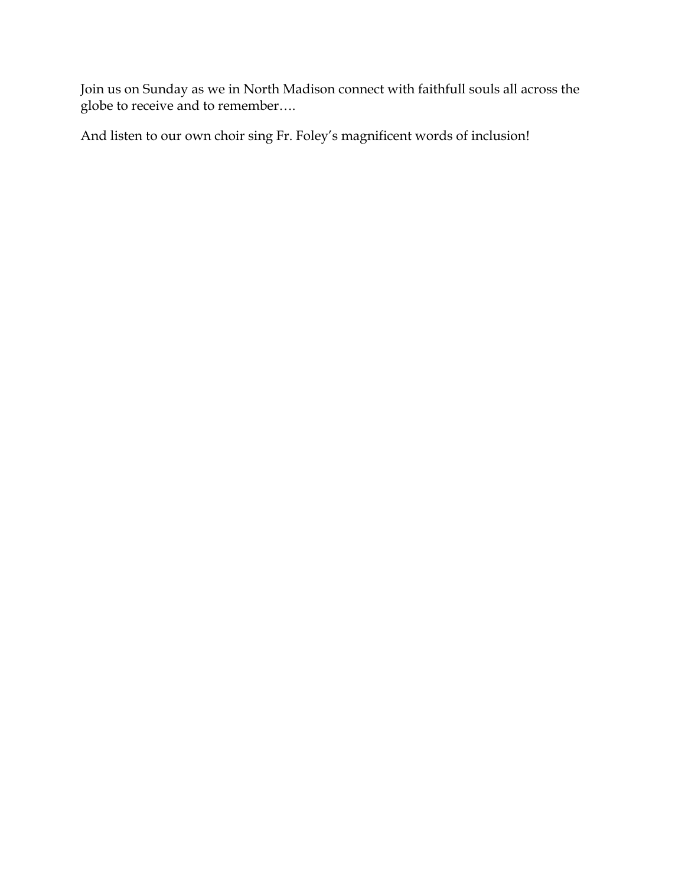Join us on Sunday as we in North Madison connect with faithfull souls all across the globe to receive and to remember….

And listen to our own choir sing Fr. Foley's magnificent words of inclusion!